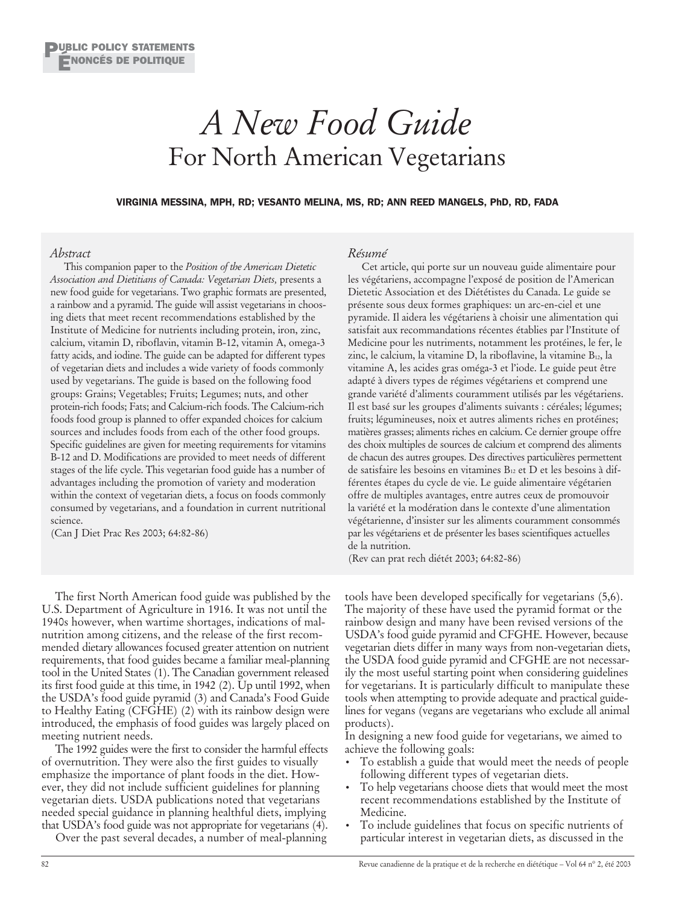PUBLIC POLICY STATEMENTS
ÉNONCÉS DE POLITIQUE

# *A New Food Guide* For North American Vegetarians

**VIRGINIA MESSINA, MPH, RD; VESANTO MELINA, MS, RD; ANN REED MANGELS, PhD, RD, FADA**

### *Abstract*

This companion paper to the *Position of the American Dietetic Association and Dietitians of Canada: Vegetarian Diets,* presents a new food guide for vegetarians. Two graphic formats are presented, a rainbow and a pyramid. The guide will assist vegetarians in choosing diets that meet recent recommendations established by the Institute of Medicine for nutrients including protein, iron, zinc, calcium, vitamin D, riboflavin, vitamin B-12, vitamin A, omega-3 fatty acids, and iodine. The guide can be adapted for different types of vegetarian diets and includes a wide variety of foods commonly used by vegetarians. The guide is based on the following food groups: Grains; Vegetables; Fruits; Legumes; nuts, and other protein-rich foods; Fats; and Calcium-rich foods. The Calcium-rich foods food group is planned to offer expanded choices for calcium sources and includes foods from each of the other food groups. Specific guidelines are given for meeting requirements for vitamins B-12 and D. Modifications are provided to meet needs of different stages of the life cycle. This vegetarian food guide has a number of advantages including the promotion of variety and moderation within the context of vegetarian diets, a focus on foods commonly consumed by vegetarians, and a foundation in current nutritional science.

(Can J Diet Prac Res 2003; 64:82-86)

### *Résumé*

Cet article, qui porte sur un nouveau guide alimentaire pour les végétariens, accompagne l'exposé de position de l'American Dietetic Association et des Diététistes du Canada. Le guide se présente sous deux formes graphiques: un arc-en-ciel et une pyramide. Il aidera les végétariens à choisir une alimentation qui satisfait aux recommandations récentes établies par l'Institute of Medicine pour les nutriments, notamment les protéines, le fer, le zinc, le calcium, la vitamine D, la riboflavine, la vitamine $B_{12}$, la vitamine A, les acides gras oméga-3 et l'iode. Le guide peut être adapté à divers types de régimes végétariens et comprend une grande variété d'aliments couramment utilisés par les végétariens. Il est basé sur les groupes d'aliments suivants : céréales; légumes; fruits; légumineuses, noix et autres aliments riches en protéines; matières grasses; aliments riches en calcium. Ce dernier groupe offre des choix multiples de sources de calcium et comprend des aliments de chacun des autres groupes. Des directives particulières permettent de satisfaire les besoins en vitamines $B_{12}$ et D et les besoins à différentes étapes du cycle de vie. Le guide alimentaire végétarien offre de multiples avantages, entre autres ceux de promouvoir la variété et la modération dans le contexte d'une alimentation végétarienne, d'insister sur les aliments couramment consommés par les végétariens et de présenter les bases scientifiques actuelles de la nutrition.

(Rev can prat rech diétét 2003; 64:82-86)

The first North American food guide was published by the U.S. Department of Agriculture in 1916. It was not until the 1940s however, when wartime shortages, indications of malnutrition among citizens, and the release of the first recommended dietary allowances focused greater attention on nutrient requirements, that food guides became a familiar meal-planning tool in the United States (1). The Canadian government released its first food guide at this time, in 1942 (2). Up until 1992, when the USDA's food guide pyramid (3) and Canada's Food Guide to Healthy Eating (CFGHE) (2) with its rainbow design were introduced, the emphasis of food guides was largely placed on meeting nutrient needs.

The 1992 guides were the first to consider the harmful effects of overnutrition. They were also the first guides to visually emphasize the importance of plant foods in the diet. However, they did not include sufficient guidelines for planning vegetarian diets. USDA publications noted that vegetarians needed special guidance in planning healthful diets, implying that USDA's food guide was not appropriate for vegetarians (4).

Over the past several decades, a number of meal-planning tools have been developed specifically for vegetarians (5,6). The majority of these have used the pyramid format or the rainbow design and many have been revised versions of the USDA's food guide pyramid and CFGHE. However, because vegetarian diets differ in many ways from non-vegetarian diets, the USDA food guide pyramid and CFGHE are not necessarily the most useful starting point when considering guidelines for vegetarians. It is particularly difficult to manipulate these tools when attempting to provide adequate and practical guidelines for vegans (vegans are vegetarians who exclude all animal products).

In designing a new food guide for vegetarians, we aimed to achieve the following goals:

- To establish a guide that would meet the needs of people following different types of vegetarian diets.
- To help vegetarians choose diets that would meet the most recent recommendations established by the Institute of Medicine.
- To include guidelines that focus on specific nutrients of particular interest in vegetarian diets, as discussed in the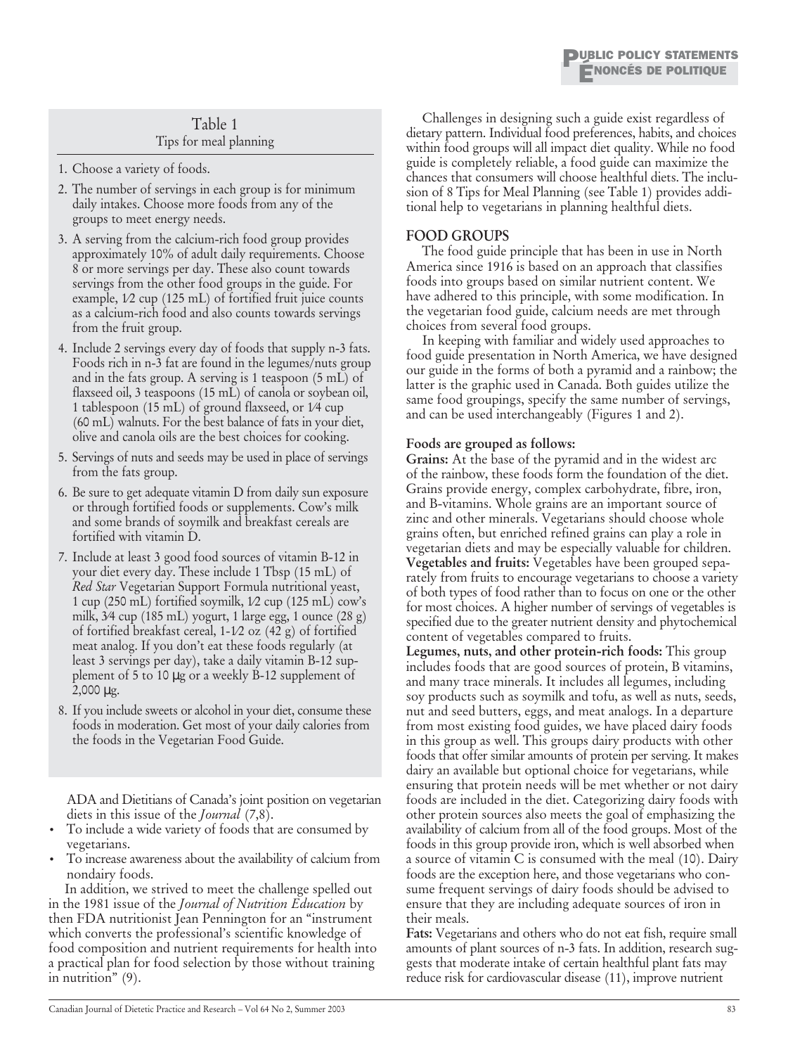Table 1
Tips for meal planning

1. Choose a variety of foods.
2. The number of servings in each group is for minimum daily intakes. Choose more foods from any of the groups to meet energy needs.
3. A serving from the calcium-rich food group provides approximately 10% of adult daily requirements. Choose 8 or more servings per day. These also count towards servings from the other food groups in the guide. For example, 1⁄2 cup (125 mL) of fortified fruit juice counts as a calcium-rich food and also counts towards servings from the fruit group.
4. Include 2 servings every day of foods that supply n-3 fats. Foods rich in n-3 fat are found in the legumes/nuts group and in the fats group. A serving is 1 teaspoon (5 mL) of flaxseed oil, 3 teaspoons (15 mL) of canola or soybean oil, 1 tablespoon (15 mL) of ground flaxseed, or 1⁄4 cup (60 mL) walnuts. For the best balance of fats in your diet, olive and canola oils are the best choices for cooking.
5. Servings of nuts and seeds may be used in place of servings from the fats group.
6. Be sure to get adequate vitamin D from daily sun exposure or through fortified foods or supplements. Cow's milk and some brands of soymilk and breakfast cereals are fortified with vitamin D.
7. Include at least 3 good food sources of vitamin B-12 in your diet every day. These include 1 Tbsp (15 mL) of *Red Star* Vegetarian Support Formula nutritional yeast, 1 cup (250 mL) fortified soymilk, 1⁄2 cup (125 mL) cow's milk, 3⁄4 cup (185 mL) yogurt, 1 large egg, 1 ounce (28 g) of fortified breakfast cereal, 1-1⁄2 oz (42 g) of fortified meat analog. If you don't eat these foods regularly (at least 3 servings per day), take a daily vitamin B-12 supplement of 5 to 10 μg or a weekly B-12 supplement of 2,000 μg.
8. If you include sweets or alcohol in your diet, consume these foods in moderation. Get most of your daily calories from the foods in the Vegetarian Food Guide.

ADA and Dietitians of Canada's joint position on vegetarian diets in this issue of the *Journal* (7,8).

- To include a wide variety of foods that are consumed by vegetarians.
- To increase awareness about the availability of calcium from nondairy foods.

In addition, we strived to meet the challenge spelled out in the 1981 issue of the *Journal of Nutrition Education* by then FDA nutritionist Jean Pennington for an "instrument which converts the professional's scientific knowledge of food composition and nutrient requirements for health into a practical plan for food selection by those without training in nutrition" (9).

Challenges in designing such a guide exist regardless of dietary pattern. Individual food preferences, habits, and choices within food groups will all impact diet quality. While no food guide is completely reliable, a food guide can maximize the chances that consumers will choose healthful diets. The inclusion of 8 Tips for Meal Planning (see Table 1) provides additional help to vegetarians in planning healthful diets.

## FOOD GROUPS

The food guide principle that has been in use in North America since 1916 is based on an approach that classifies foods into groups based on similar nutrient content. We have adhered to this principle, with some modification. In the vegetarian food guide, calcium needs are met through choices from several food groups.

In keeping with familiar and widely used approaches to food guide presentation in North America, we have designed our guide in the forms of both a pyramid and a rainbow; the latter is the graphic used in Canada. Both guides utilize the same food groupings, specify the same number of servings, and can be used interchangeably (Figures 1 and 2).

### Foods are grouped as follows:

**Grains:** At the base of the pyramid and in the widest arc of the rainbow, these foods form the foundation of the diet. Grains provide energy, complex carbohydrate, fibre, iron, and B-vitamins. Whole grains are an important source of zinc and other minerals. Vegetarians should choose whole grains often, but enriched refined grains can play a role in vegetarian diets and may be especially valuable for children.

**Vegetables and fruits:** Vegetables have been grouped separately from fruits to encourage vegetarians to choose a variety of both types of food rather than to focus on one or the other for most choices. A higher number of servings of vegetables is specified due to the greater nutrient density and phytochemical content of vegetables compared to fruits.

**Legumes, nuts, and other protein-rich foods:** This group includes foods that are good sources of protein, B vitamins, and many trace minerals. It includes all legumes, including soy products such as soymilk and tofu, as well as nuts, seeds, nut and seed butters, eggs, and meat analogs. In a departure from most existing food guides, we have placed dairy foods in this group as well. This groups dairy products with other foods that offer similar amounts of protein per serving. It makes dairy an available but optional choice for vegetarians, while ensuring that protein needs will be met whether or not dairy foods are included in the diet. Categorizing dairy foods with other protein sources also meets the goal of emphasizing the availability of calcium from all of the food groups. Most of the foods in this group provide iron, which is well absorbed when a source of vitamin C is consumed with the meal (10). Dairy foods are the exception here, and those vegetarians who consume frequent servings of dairy foods should be advised to ensure that they are including adequate sources of iron in their meals.

**Fats:** Vegetarians and others who do not eat fish, require small amounts of plant sources of n-3 fats. In addition, research suggests that moderate intake of certain healthful plant fats may reduce risk for cardiovascular disease (11), improve nutrient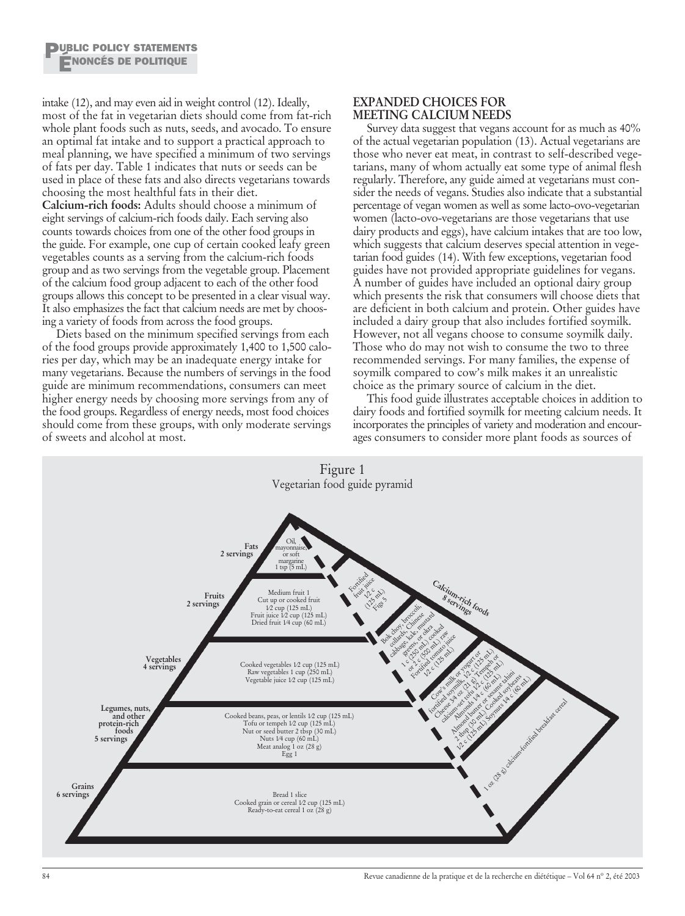intake (12), and may even aid in weight control (12). Ideally, most of the fat in vegetarian diets should come from fat-rich whole plant foods such as nuts, seeds, and avocado. To ensure an optimal fat intake and to support a practical approach to meal planning, we have specified a minimum of two servings of fats per day. Table 1 indicates that nuts or seeds can be used in place of these fats and also directs vegetarians towards choosing the most healthful fats in their diet.

**Calcium-rich foods:** Adults should choose a minimum of eight servings of calcium-rich foods daily. Each serving also counts towards choices from one of the other food groups in the guide. For example, one cup of certain cooked leafy green vegetables counts as a serving from the calcium-rich foods group and as two servings from the vegetable group. Placement of the calcium food group adjacent to each of the other food groups allows this concept to be presented in a clear visual way. It also emphasizes the fact that calcium needs are met by choosing a variety of foods from across the food groups.

Diets based on the minimum specified servings from each of the food groups provide approximately 1,400 to 1,500 calories per day, which may be an inadequate energy intake for many vegetarians. Because the numbers of servings in the food guide are minimum recommendations, consumers can meet higher energy needs by choosing more servings from any of the food groups. Regardless of energy needs, most food choices should come from these groups, with only moderate servings of sweets and alcohol at most.

## EXPANDED CHOICES FOR MEETING CALCIUM NEEDS

Survey data suggest that vegans account for as much as 40% of the actual vegetarian population (13). Actual vegetarians are those who never eat meat, in contrast to self-described vegetarians, many of whom actually eat some type of animal flesh regularly. Therefore, any guide aimed at vegetarians must consider the needs of vegans. Studies also indicate that a substantial percentage of vegan women as well as some lacto-ovo-vegetarian women (lacto-ovo-vegetarians are those vegetarians that use dairy products and eggs), have calcium intakes that are too low, which suggests that calcium deserves special attention in vegetarian food guides (14). With few exceptions, vegetarian food guides have not provided appropriate guidelines for vegans. A number of guides have included an optional dairy group which presents the risk that consumers will choose diets that are deficient in both calcium and protein. Other guides have included a dairy group that also includes fortified soymilk. However, not all vegans choose to consume soymilk daily. Those who do may not wish to consume the two to three recommended servings. For many families, the expense of soymilk compared to cow's milk makes it an unrealistic choice as the primary source of calcium in the diet.

This food guide illustrates acceptable choices in addition to dairy foods and fortified soymilk for meeting calcium needs. It incorporates the principles of variety and moderation and encourages consumers to consider more plant foods as sources of

Figure 1
Vegetarian food guide pyramid

**Fats** 2 servings: Oil, mayonnaise, or soft margarine 1 tsp (5 mL)

**Fruits** 2 servings: Medium fruit 1; Cut up or cooked fruit 1/2 cup (125 mL); Fruit juice 1/2 cup (125 mL); Dried fruit 1/4 cup (60 mL)

**Vegetables** 4 servings: Cooked vegetables 1/2 cup (125 mL); Raw vegetables 1 cup (250 mL); Vegetable juice 1/2 cup (125 mL)

**Legumes, nuts, and other protein-rich foods** 5 servings: Cooked beans, peas, or lentils 1/2 cup (125 mL); Tofu or tempeh 1/2 cup (125 mL); Nut or seed butter 2 tbsp (30 mL); Nuts 1/4 cup (60 mL); Meat analog 1 oz (28 g); Egg 1

**Grains** 6 servings: Bread 1 slice; Cooked grain or cereal 1/2 cup (125 mL); Ready-to-eat cereal 1 oz (28 g)

**Calcium-rich foods** 8 servings:
- Fortified fruit juice 1/2 c (125 mL); Figs 5
- Bok choy, broccoli, collards, Chinese cabbage, kale, mustard greens, or okra 1 c (250 mL) cooked or 2 c (500 mL) raw; Fortified tomato juice 1/2 c (125 mL)
- Cow's milk or yogurt or fortified soymilk, 1/2 c (125 mL); Cheese 3/4 oz (21 g); Tempeh or calcium-set tofu 1/2 c (125 mL); Almonds 1/4 c (60 mL); Almond butter or sesame tahini 2 tbsp (30 mL); Cooked soybeans 1/2 c (125 mL); Soynuts 1/4 c (60 mL)
- 1 oz (28 g) calcium-fortified breakfast cereal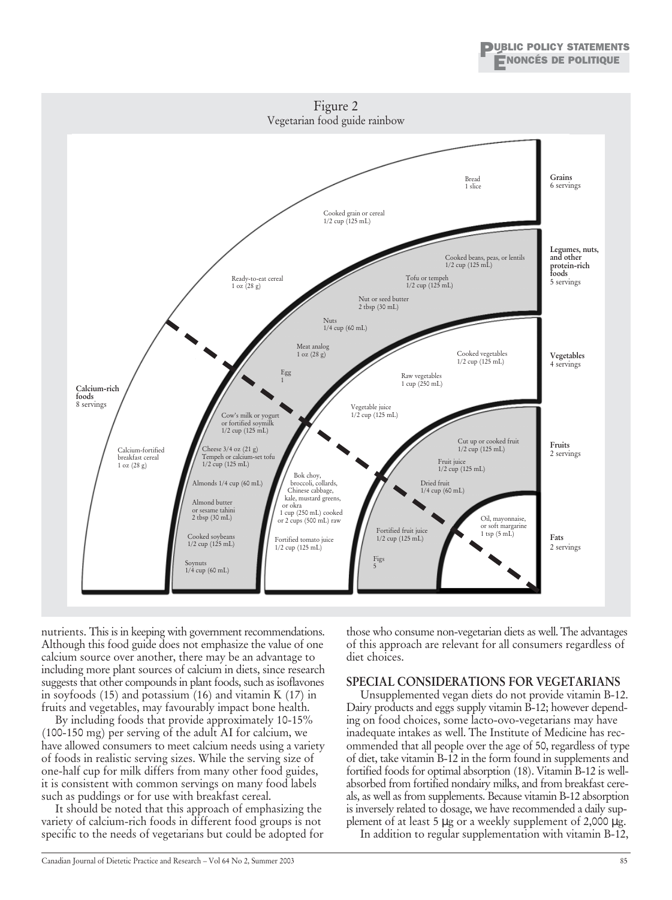Figure 2
Vegetarian food guide rainbow

**Grains** 6 servings
- Bread 1 slice
- Cooked grain or cereal 1/2 cup (125 mL)
- Ready-to-eat cereal 1 oz (28 g)
- Calcium-fortified breakfast cereal 1 oz (28 g)

**Legumes, nuts, and other protein-rich foods** 5 servings
- Cooked beans, peas, or lentils 1/2 cup (125 mL)
- Tofu or tempeh 1/2 cup (125 mL)
- Nut or seed butter 2 tbsp (30 mL)
- Nuts 1/4 cup (60 mL)
- Meat analog 1 oz (28 g)
- Egg 1
- Cow's milk or yogurt or fortified soymilk 1/2 cup (125 mL)
- Cheese 3/4 oz (21 g)
- Tempeh or calcium-set tofu 1/2 cup (125 mL)
- Almonds 1/4 cup (60 mL)
- Almond butter or sesame tahini 2 tbsp (30 mL)
- Cooked soybeans 1/2 cup (125 mL)
- Soynuts 1/4 cup (60 mL)

**Vegetables** 4 servings
- Cooked vegetables 1/2 cup (125 mL)
- Raw vegetables 1 cup (250 mL)
- Vegetable juice 1/2 cup (125 mL)
- Bok choy, broccoli, collards, Chinese cabbage, kale, mustard greens, or okra 1 cup (250 mL) cooked or 2 cups (500 mL) raw
- Fortified tomato juice 1/2 cup (125 mL)

**Fruits** 2 servings
- Cut up or cooked fruit 1/2 cup (125 mL)
- Fruit juice 1/2 cup (125 mL)
- Dried fruit 1/4 cup (60 mL)
- Fortified fruit juice 1/2 cup (125 mL)
- Figs 5

**Fats** 2 servings
- Oil, mayonnaise, or soft margarine 1 tsp (5 mL)

**Calcium-rich foods** 8 servings

nutrients. This is in keeping with government recommendations. Although this food guide does not emphasize the value of one calcium source over another, there may be an advantage to including more plant sources of calcium in diets, since research suggests that other compounds in plant foods, such as isoflavones in soyfoods (15) and potassium (16) and vitamin K (17) in fruits and vegetables, may favourably impact bone health.

By including foods that provide approximately 10-15% (100-150 mg) per serving of the adult AI for calcium, we have allowed consumers to meet calcium needs using a variety of foods in realistic serving sizes. While the serving size of one-half cup for milk differs from many other food guides, it is consistent with common servings on many food labels such as puddings or for use with breakfast cereal.

It should be noted that this approach of emphasizing the variety of calcium-rich foods in different food groups is not specific to the needs of vegetarians but could be adopted for those who consume non-vegetarian diets as well. The advantages of this approach are relevant for all consumers regardless of diet choices.

## SPECIAL CONSIDERATIONS FOR VEGETARIANS

Unsupplemented vegan diets do not provide vitamin B-12. Dairy products and eggs supply vitamin B-12; however depending on food choices, some lacto-ovo-vegetarians may have inadequate intakes as well. The Institute of Medicine has recommended that all people over the age of 50, regardless of type of diet, take vitamin B-12 in the form found in supplements and fortified foods for optimal absorption (18). Vitamin B-12 is well-absorbed from fortified nondairy milks, and from breakfast cereals, as well as from supplements. Because vitamin B-12 absorption is inversely related to dosage, we have recommended a daily supplement of at least 5 μg or a weekly supplement of 2,000 μg.

In addition to regular supplementation with vitamin B-12,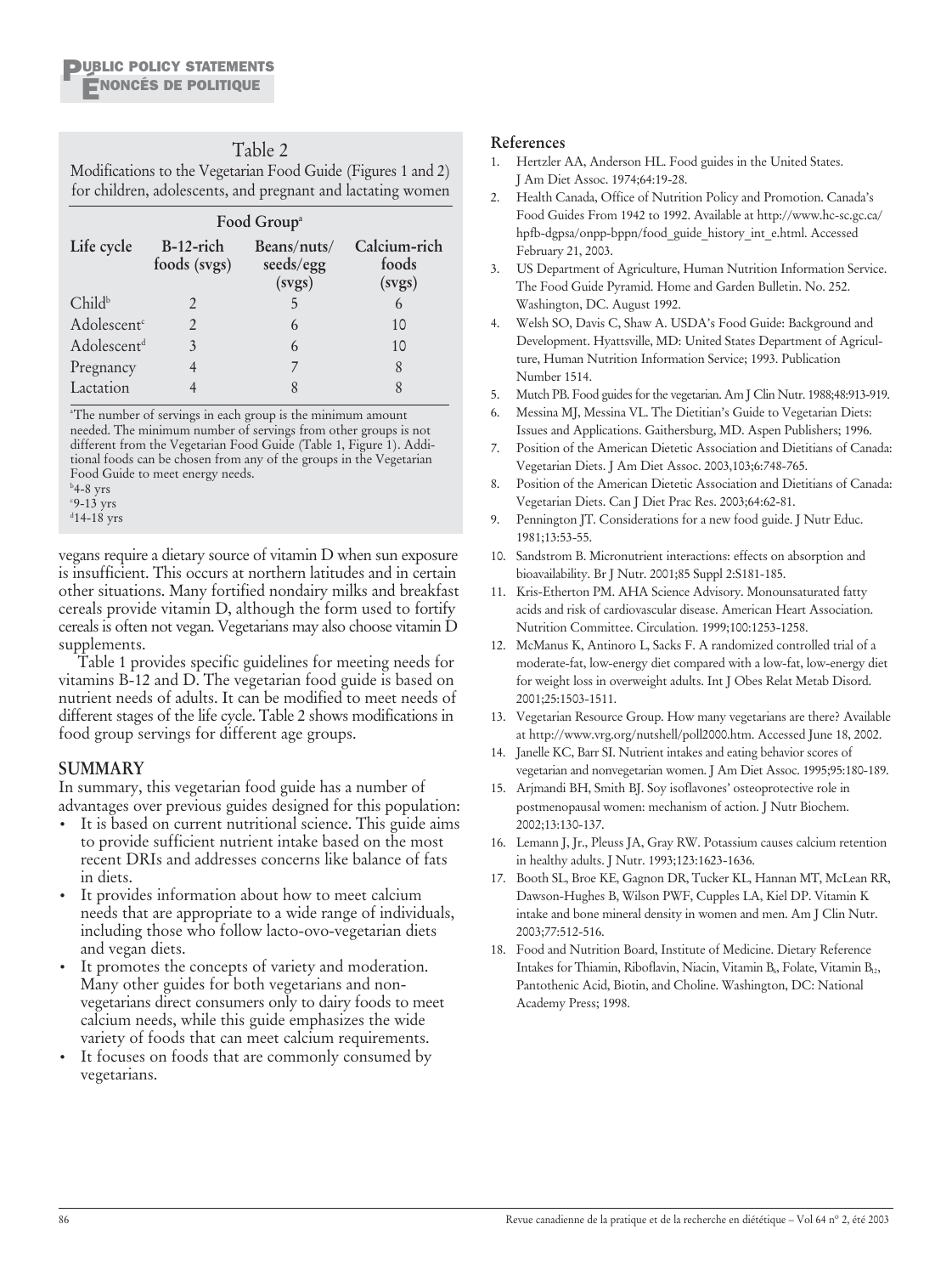Table 2

Modifications to the Vegetarian Food Guide (Figures 1 and 2) for children, adolescents, and pregnant and lactating women

| | Food Group[a] | | |
|---|---|---|---|
| Life cycle | B-12-rich foods (svgs) | Beans/nuts/ seeds/egg (svgs) | Calcium-rich foods (svgs) |
| Child[b] | 2 | 5 | 6 |
| Adolescent[c] | 2 | 6 | 10 |
| Adolescent[d] | 3 | 6 | 10 |
| Pregnancy | 4 | 7 | 8 |
| Lactation | 4 | 8 | 8 |

[a]The number of servings in each group is the minimum amount needed. The minimum number of servings from other groups is not different from the Vegetarian Food Guide (Table 1, Figure 1). Additional foods can be chosen from any of the groups in the Vegetarian Food Guide to meet energy needs.
[b]4-8 yrs
[c]9-13 yrs
[d]14-18 yrs

vegans require a dietary source of vitamin D when sun exposure is insufficient. This occurs at northern latitudes and in certain other situations. Many fortified nondairy milks and breakfast cereals provide vitamin D, although the form used to fortify cereals is often not vegan. Vegetarians may also choose vitamin D supplements.

Table 1 provides specific guidelines for meeting needs for vitamins B-12 and D. The vegetarian food guide is based on nutrient needs of adults. It can be modified to meet needs of different stages of the life cycle. Table 2 shows modifications in food group servings for different age groups.

## SUMMARY

In summary, this vegetarian food guide has a number of advantages over previous guides designed for this population:

- It is based on current nutritional science. This guide aims to provide sufficient nutrient intake based on the most recent DRIs and addresses concerns like balance of fats in diets.
- It provides information about how to meet calcium needs that are appropriate to a wide range of individuals, including those who follow lacto-ovo-vegetarian diets and vegan diets.
- It promotes the concepts of variety and moderation. Many other guides for both vegetarians and non-vegetarians direct consumers only to dairy foods to meet calcium needs, while this guide emphasizes the wide variety of foods that can meet calcium requirements.
- It focuses on foods that are commonly consumed by vegetarians.

## References

1. Hertzler AA, Anderson HL. Food guides in the United States. J Am Diet Assoc. 1974;64:19-28.
2. Health Canada, Office of Nutrition Policy and Promotion. Canada's Food Guides From 1942 to 1992. Available at http://www.hc-sc.gc.ca/hpfb-dgpsa/onpp-bppn/food_guide_history_int_e.html. Accessed February 21, 2003.
3. US Department of Agriculture, Human Nutrition Information Service. The Food Guide Pyramid. Home and Garden Bulletin. No. 252. Washington, DC. August 1992.
4. Welsh SO, Davis C, Shaw A. USDA's Food Guide: Background and Development. Hyattsville, MD: United States Department of Agriculture, Human Nutrition Information Service; 1993. Publication Number 1514.
5. Mutch PB. Food guides for the vegetarian. Am J Clin Nutr. 1988;48:913-919.
6. Messina MJ, Messina VL. The Dietitian's Guide to Vegetarian Diets: Issues and Applications. Gaithersburg, MD. Aspen Publishers; 1996.
7. Position of the American Dietetic Association and Dietitians of Canada: Vegetarian Diets. J Am Diet Assoc. 2003,103;6:748-765.
8. Position of the American Dietetic Association and Dietitians of Canada: Vegetarian Diets. Can J Diet Prac Res. 2003;64:62-81.
9. Pennington JT. Considerations for a new food guide. J Nutr Educ. 1981;13:53-55.
10. Sandstrom B. Micronutrient interactions: effects on absorption and bioavailability. Br J Nutr. 2001;85 Suppl 2:S181-185.
11. Kris-Etherton PM. AHA Science Advisory. Monounsaturated fatty acids and risk of cardiovascular disease. American Heart Association. Nutrition Committee. Circulation. 1999;100:1253-1258.
12. McManus K, Antinoro L, Sacks F. A randomized controlled trial of a moderate-fat, low-energy diet compared with a low-fat, low-energy diet for weight loss in overweight adults. Int J Obes Relat Metab Disord. 2001;25:1503-1511.
13. Vegetarian Resource Group. How many vegetarians are there? Available at http://www.vrg.org/nutshell/poll2000.htm. Accessed June 18, 2002.
14. Janelle KC, Barr SI. Nutrient intakes and eating behavior scores of vegetarian and nonvegetarian women. J Am Diet Assoc. 1995;95:180-189.
15. Arjmandi BH, Smith BJ. Soy isoflavones' osteoprotective role in postmenopausal women: mechanism of action. J Nutr Biochem. 2002;13:130-137.
16. Lemann J, Jr., Pleuss JA, Gray RW. Potassium causes calcium retention in healthy adults. J Nutr. 1993;123:1623-1636.
17. Booth SL, Broe KE, Gagnon DR, Tucker KL, Hannan MT, McLean RR, Dawson-Hughes B, Wilson PWF, Cupples LA, Kiel DP. Vitamin K intake and bone mineral density in women and men. Am J Clin Nutr. 2003;77:512-516.
18. Food and Nutrition Board, Institute of Medicine. Dietary Reference Intakes for Thiamin, Riboflavin, Niacin, Vitamin $B_6$, Folate, Vitamin $B_{12}$, Pantothenic Acid, Biotin, and Choline. Washington, DC: National Academy Press; 1998.